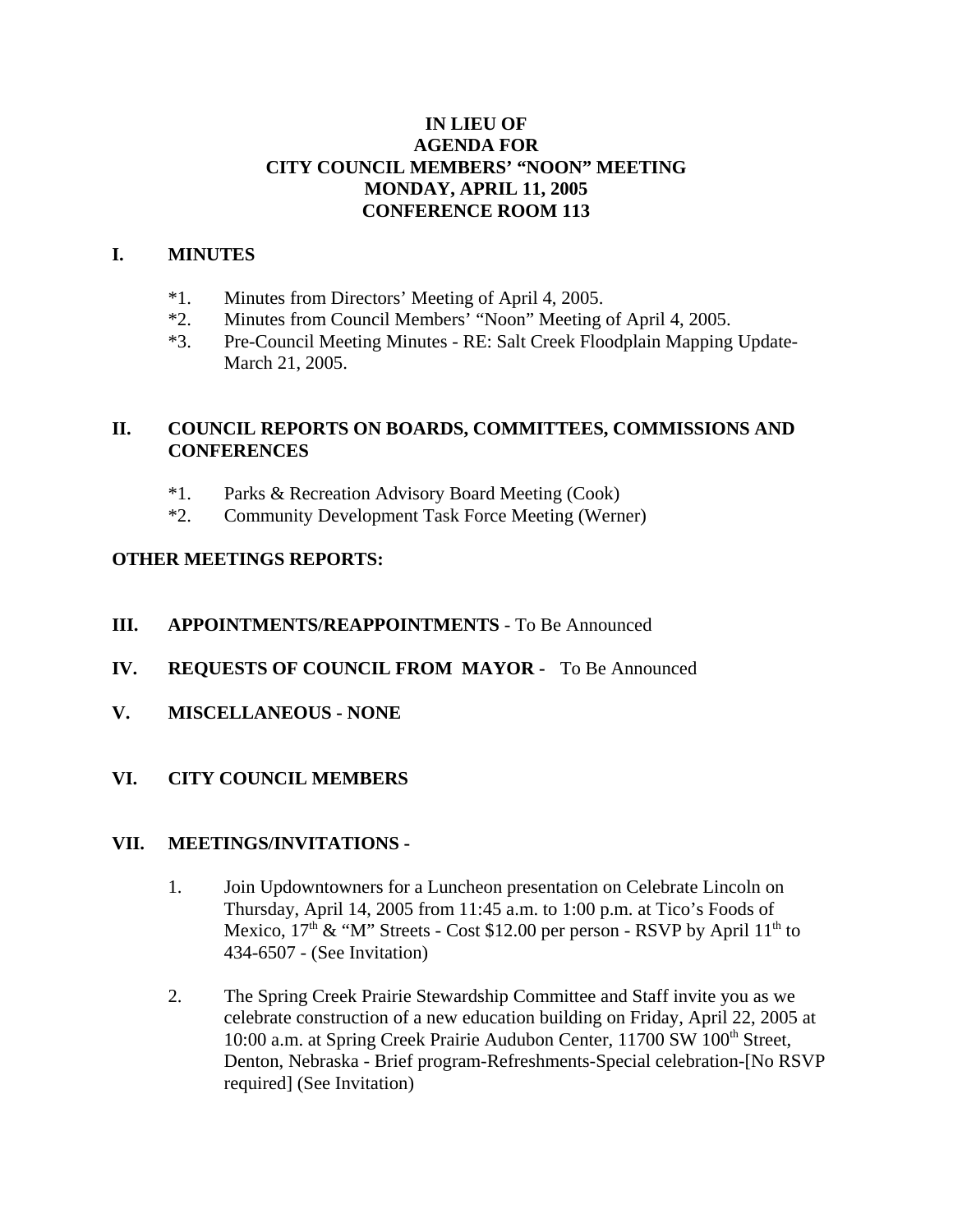**IN LIEU OF**
**AGENDA FOR**
**CITY COUNCIL MEMBERS' "NOON" MEETING**
**MONDAY, APRIL 11, 2005**
**CONFERENCE ROOM 113**

## I. MINUTES

*1. Minutes from Directors' Meeting of April 4, 2005.
*2. Minutes from Council Members' "Noon" Meeting of April 4, 2005.
*3. Pre-Council Meeting Minutes - RE: Salt Creek Floodplain Mapping Update- March 21, 2005.

## II. COUNCIL REPORTS ON BOARDS, COMMITTEES, COMMISSIONS AND CONFERENCES

*1. Parks & Recreation Advisory Board Meeting (Cook)
*2. Community Development Task Force Meeting (Werner)

**OTHER MEETINGS REPORTS:**

## III. APPOINTMENTS/REAPPOINTMENTS - To Be Announced

## IV. REQUESTS OF COUNCIL FROM MAYOR - To Be Announced

## V. MISCELLANEOUS - NONE

## VI. CITY COUNCIL MEMBERS

## VII. MEETINGS/INVITATIONS -

1. Join Updowntowners for a Luncheon presentation on Celebrate Lincoln on Thursday, April 14, 2005 from 11:45 a.m. to 1:00 p.m. at Tico's Foods of Mexico, 17th & "M" Streets - Cost $12.00 per person - RSVP by April 11th to 434-6507 - (See Invitation)

2. The Spring Creek Prairie Stewardship Committee and Staff invite you as we celebrate construction of a new education building on Friday, April 22, 2005 at 10:00 a.m. at Spring Creek Prairie Audubon Center, 11700 SW 100th Street, Denton, Nebraska - Brief program-Refreshments-Special celebration-[No RSVP required] (See Invitation)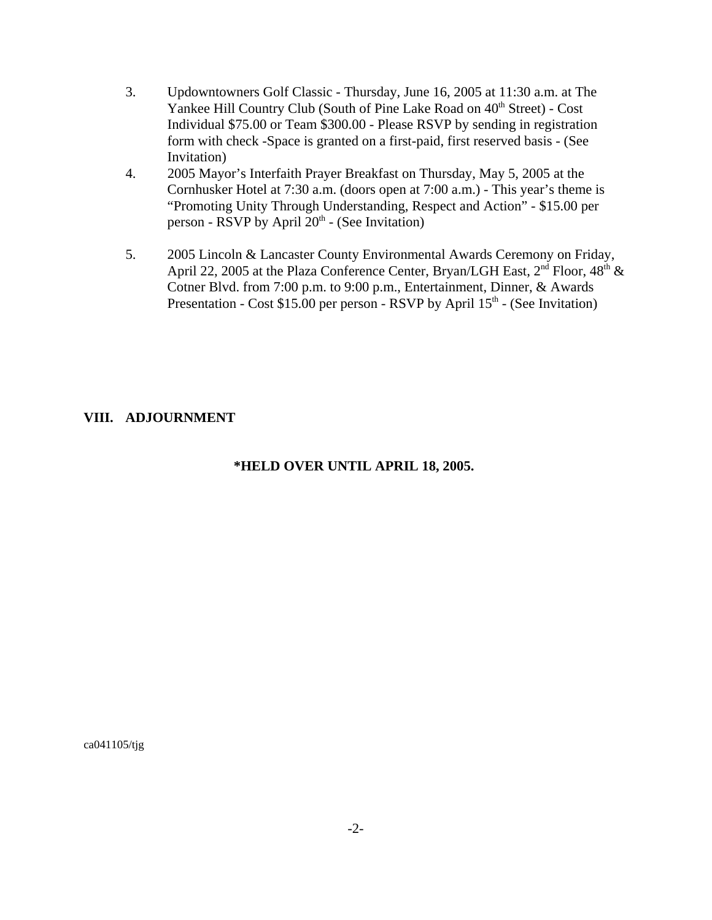3. Updowntowners Golf Classic - Thursday, June 16, 2005 at 11:30 a.m. at The Yankee Hill Country Club (South of Pine Lake Road on 40th Street) - Cost Individual $75.00 or Team $300.00 - Please RSVP by sending in registration form with check -Space is granted on a first-paid, first reserved basis - (See Invitation)
4. 2005 Mayor's Interfaith Prayer Breakfast on Thursday, May 5, 2005 at the Cornhusker Hotel at 7:30 a.m. (doors open at 7:00 a.m.) - This year's theme is "Promoting Unity Through Understanding, Respect and Action" - $15.00 per person - RSVP by April 20th - (See Invitation)
5. 2005 Lincoln & Lancaster County Environmental Awards Ceremony on Friday, April 22, 2005 at the Plaza Conference Center, Bryan/LGH East, 2nd Floor, 48th & Cotner Blvd. from 7:00 p.m. to 9:00 p.m., Entertainment, Dinner, & Awards Presentation - Cost $15.00 per person - RSVP by April 15th - (See Invitation)

**VIII. ADJOURNMENT**

**\*HELD OVER UNTIL APRIL 18, 2005.**

ca041105/tjg